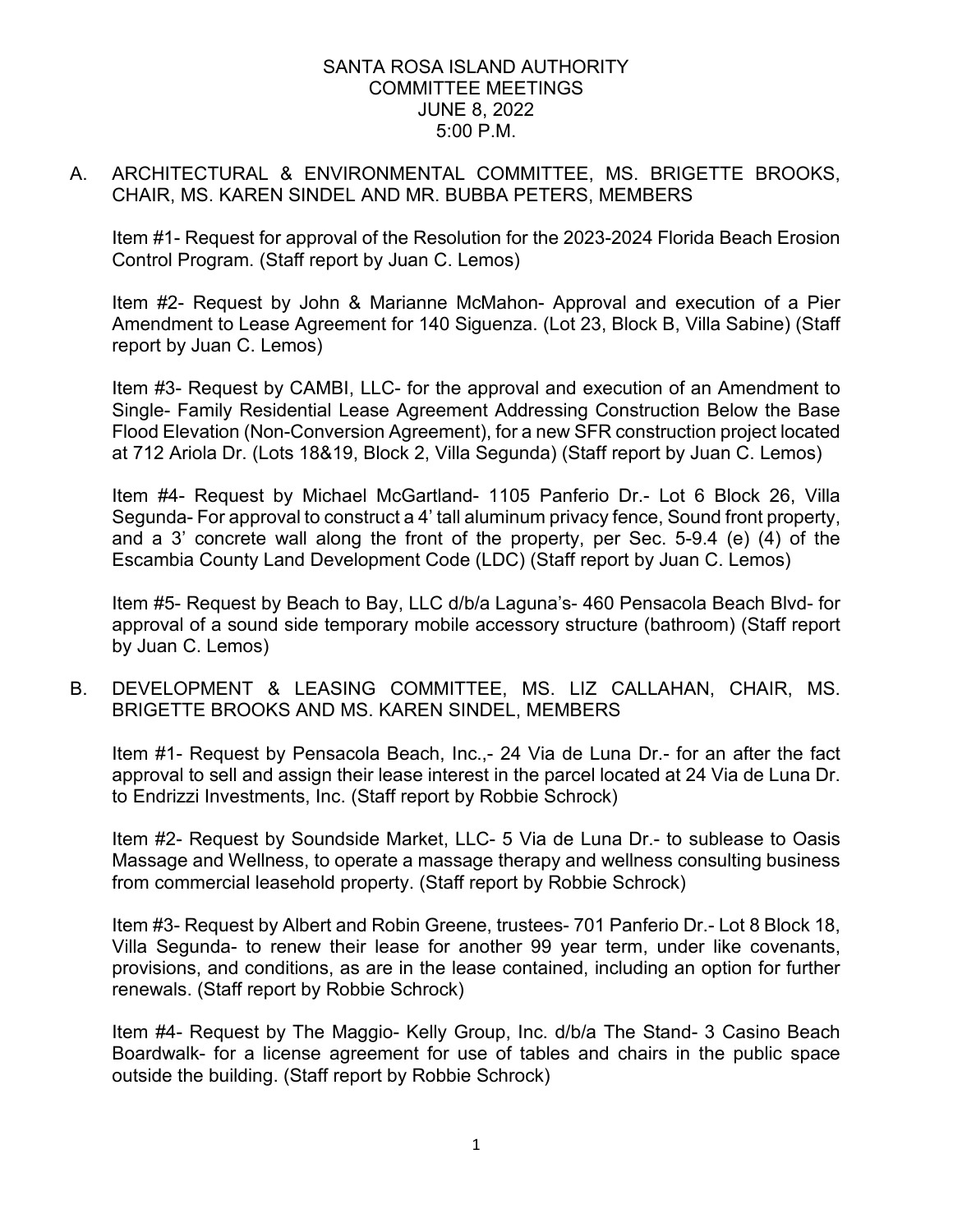SANTA ROSA ISLAND AUTHORITY
COMMITTEE MEETINGS
JUNE 8, 2022
5:00 P.M.

A. ARCHITECTURAL & ENVIRONMENTAL COMMITTEE, MS. BRIGETTE BROOKS, CHAIR, MS. KAREN SINDEL AND MR. BUBBA PETERS, MEMBERS

Item #1- Request for approval of the Resolution for the 2023-2024 Florida Beach Erosion Control Program. (Staff report by Juan C. Lemos)

Item #2- Request by John & Marianne McMahon- Approval and execution of a Pier Amendment to Lease Agreement for 140 Siguenza. (Lot 23, Block B, Villa Sabine) (Staff report by Juan C. Lemos)

Item #3- Request by CAMBI, LLC- for the approval and execution of an Amendment to Single- Family Residential Lease Agreement Addressing Construction Below the Base Flood Elevation (Non-Conversion Agreement), for a new SFR construction project located at 712 Ariola Dr. (Lots 18&19, Block 2, Villa Segunda) (Staff report by Juan C. Lemos)

Item #4- Request by Michael McGartland- 1105 Panferio Dr.- Lot 6 Block 26, Villa Segunda- For approval to construct a 4' tall aluminum privacy fence, Sound front property, and a 3' concrete wall along the front of the property, per Sec. 5-9.4 (e) (4) of the Escambia County Land Development Code (LDC) (Staff report by Juan C. Lemos)

Item #5- Request by Beach to Bay, LLC d/b/a Laguna's- 460 Pensacola Beach Blvd- for approval of a sound side temporary mobile accessory structure (bathroom) (Staff report by Juan C. Lemos)

B. DEVELOPMENT & LEASING COMMITTEE, MS. LIZ CALLAHAN, CHAIR, MS. BRIGETTE BROOKS AND MS. KAREN SINDEL, MEMBERS

Item #1- Request by Pensacola Beach, Inc.,- 24 Via de Luna Dr.- for an after the fact approval to sell and assign their lease interest in the parcel located at 24 Via de Luna Dr. to Endrizzi Investments, Inc. (Staff report by Robbie Schrock)

Item #2- Request by Soundside Market, LLC- 5 Via de Luna Dr.- to sublease to Oasis Massage and Wellness, to operate a massage therapy and wellness consulting business from commercial leasehold property. (Staff report by Robbie Schrock)

Item #3- Request by Albert and Robin Greene, trustees- 701 Panferio Dr.- Lot 8 Block 18, Villa Segunda- to renew their lease for another 99 year term, under like covenants, provisions, and conditions, as are in the lease contained, including an option for further renewals. (Staff report by Robbie Schrock)

Item #4- Request by The Maggio- Kelly Group, Inc. d/b/a The Stand- 3 Casino Beach Boardwalk- for a license agreement for use of tables and chairs in the public space outside the building. (Staff report by Robbie Schrock)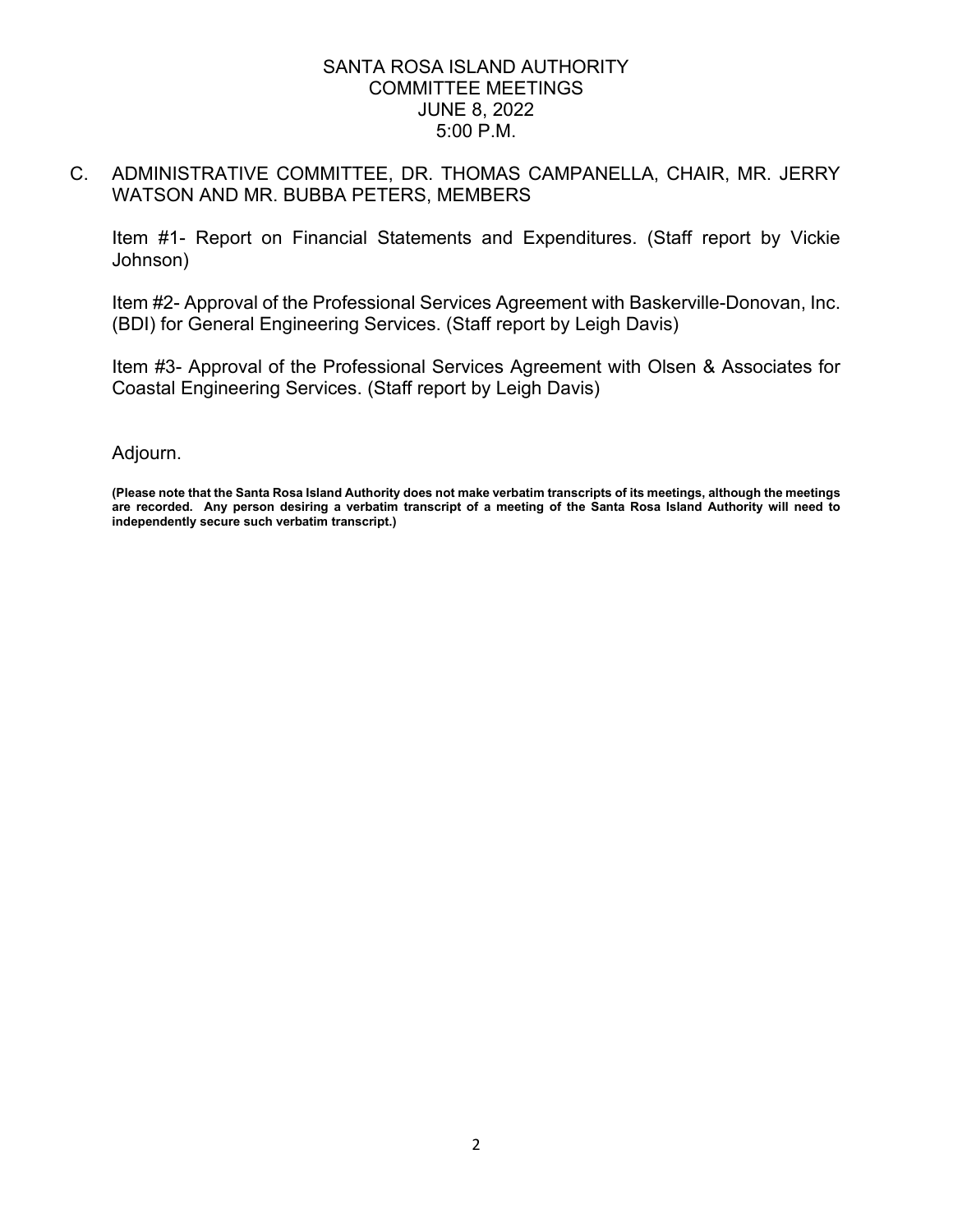SANTA ROSA ISLAND AUTHORITY
COMMITTEE MEETINGS
JUNE 8, 2022
5:00 P.M.

C. ADMINISTRATIVE COMMITTEE, DR. THOMAS CAMPANELLA, CHAIR, MR. JERRY WATSON AND MR. BUBBA PETERS, MEMBERS

Item #1- Report on Financial Statements and Expenditures. (Staff report by Vickie Johnson)

Item #2- Approval of the Professional Services Agreement with Baskerville-Donovan, Inc. (BDI) for General Engineering Services. (Staff report by Leigh Davis)

Item #3- Approval of the Professional Services Agreement with Olsen & Associates for Coastal Engineering Services. (Staff report by Leigh Davis)

Adjourn.

**(Please note that the Santa Rosa Island Authority does not make verbatim transcripts of its meetings, although the meetings are recorded. Any person desiring a verbatim transcript of a meeting of the Santa Rosa Island Authority will need to independently secure such verbatim transcript.)**